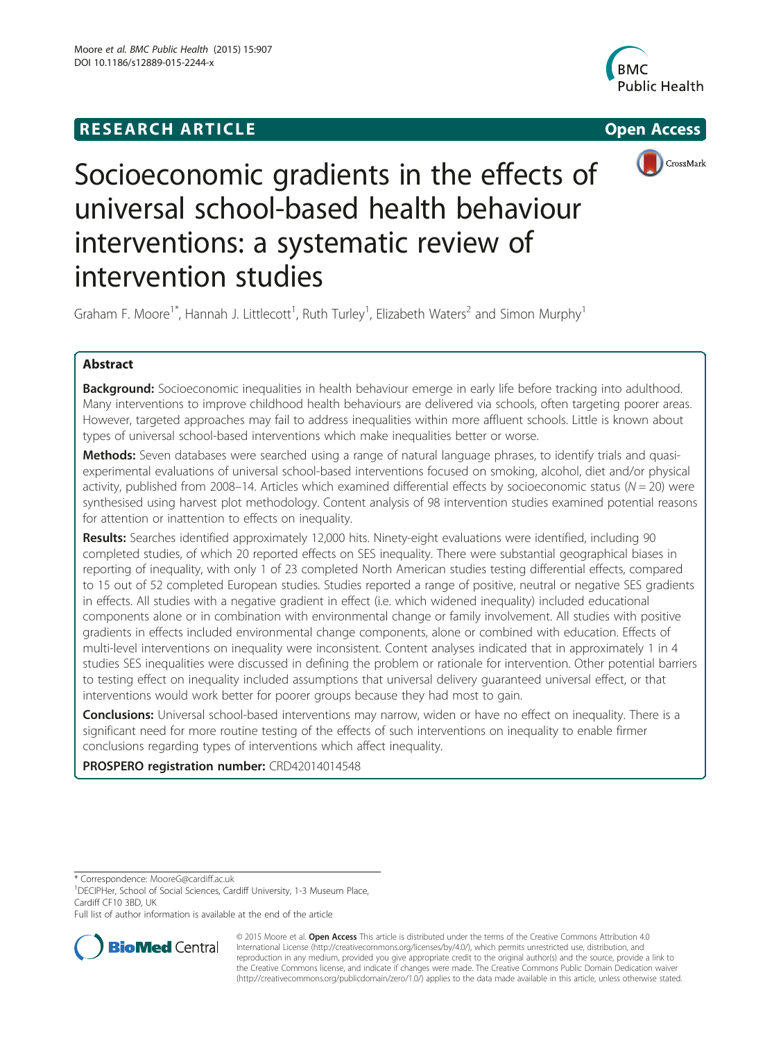RESEARCH ARTICLE

Open Access

# Socioeconomic gradients in the effects of universal school-based health behaviour interventions: a systematic review of intervention studies

Graham F. Moore[1*], Hannah J. Littlecott[1], Ruth Turley[1], Elizabeth Waters[2] and Simon Murphy[1]

## Abstract

**Background:** Socioeconomic inequalities in health behaviour emerge in early life before tracking into adulthood. Many interventions to improve childhood health behaviours are delivered via schools, often targeting poorer areas. However, targeted approaches may fail to address inequalities within more affluent schools. Little is known about types of universal school-based interventions which make inequalities better or worse.

**Methods:** Seven databases were searched using a range of natural language phrases, to identify trials and quasi-experimental evaluations of universal school-based interventions focused on smoking, alcohol, diet and/or physical activity, published from 2008–14. Articles which examined differential effects by socioeconomic status ($N = 20$) were synthesised using harvest plot methodology. Content analysis of 98 intervention studies examined potential reasons for attention or inattention to effects on inequality.

**Results:** Searches identified approximately 12,000 hits. Ninety-eight evaluations were identified, including 90 completed studies, of which 20 reported effects on SES inequality. There were substantial geographical biases in reporting of inequality, with only 1 of 23 completed North American studies testing differential effects, compared to 15 out of 52 completed European studies. Studies reported a range of positive, neutral or negative SES gradients in effects. All studies with a negative gradient in effect (i.e. which widened inequality) included educational components alone or in combination with environmental change or family involvement. All studies with positive gradients in effects included environmental change components, alone or combined with education. Effects of multi-level interventions on inequality were inconsistent. Content analyses indicated that in approximately 1 in 4 studies SES inequalities were discussed in defining the problem or rationale for intervention. Other potential barriers to testing effect on inequality included assumptions that universal delivery guaranteed universal effect, or that interventions would work better for poorer groups because they had most to gain.

**Conclusions:** Universal school-based interventions may narrow, widen or have no effect on inequality. There is a significant need for more routine testing of the effects of such interventions on inequality to enable firmer conclusions regarding types of interventions which affect inequality.

**PROSPERO registration number:** CRD42014014548

\* Correspondence: MooreG@cardiff.ac.uk
[1]DECIPHer, School of Social Sciences, Cardiff University, 1-3 Museum Place, Cardiff CF10 3BD, UK
Full list of author information is available at the end of the article

© 2015 Moore et al. **Open Access** This article is distributed under the terms of the Creative Commons Attribution 4.0 International License (http://creativecommons.org/licenses/by/4.0/), which permits unrestricted use, distribution, and reproduction in any medium, provided you give appropriate credit to the original author(s) and the source, provide a link to the Creative Commons license, and indicate if changes were made. The Creative Commons Public Domain Dedication waiver (http://creativecommons.org/publicdomain/zero/1.0/) applies to the data made available in this article, unless otherwise stated.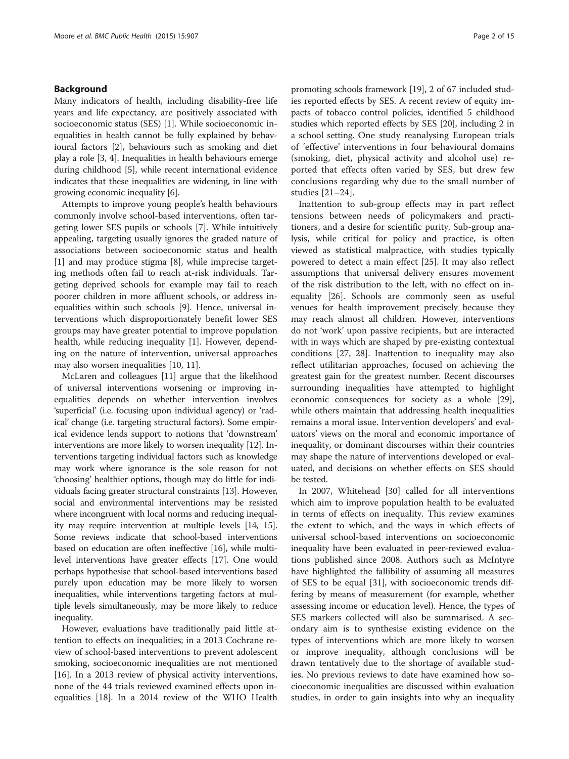## Background

Many indicators of health, including disability-free life years and life expectancy, are positively associated with socioeconomic status (SES) [1]. While socioeconomic inequalities in health cannot be fully explained by behavioural factors [2], behaviours such as smoking and diet play a role [3, 4]. Inequalities in health behaviours emerge during childhood [5], while recent international evidence indicates that these inequalities are widening, in line with growing economic inequality [6].

Attempts to improve young people's health behaviours commonly involve school-based interventions, often targeting lower SES pupils or schools [7]. While intuitively appealing, targeting usually ignores the graded nature of associations between socioeconomic status and health [1] and may produce stigma [8], while imprecise targeting methods often fail to reach at-risk individuals. Targeting deprived schools for example may fail to reach poorer children in more affluent schools, or address inequalities within such schools [9]. Hence, universal interventions which disproportionately benefit lower SES groups may have greater potential to improve population health, while reducing inequality [1]. However, depending on the nature of intervention, universal approaches may also worsen inequalities [10, 11].

McLaren and colleagues [11] argue that the likelihood of universal interventions worsening or improving inequalities depends on whether intervention involves 'superficial' (i.e. focusing upon individual agency) or 'radical' change (i.e. targeting structural factors). Some empirical evidence lends support to notions that 'downstream' interventions are more likely to worsen inequality [12]. Interventions targeting individual factors such as knowledge may work where ignorance is the sole reason for not 'choosing' healthier options, though may do little for individuals facing greater structural constraints [13]. However, social and environmental interventions may be resisted where incongruent with local norms and reducing inequality may require intervention at multiple levels [14, 15]. Some reviews indicate that school-based interventions based on education are often ineffective [16], while multilevel interventions have greater effects [17]. One would perhaps hypothesise that school-based interventions based purely upon education may be more likely to worsen inequalities, while interventions targeting factors at multiple levels simultaneously, may be more likely to reduce inequality.

However, evaluations have traditionally paid little attention to effects on inequalities; in a 2013 Cochrane review of school-based interventions to prevent adolescent smoking, socioeconomic inequalities are not mentioned [16]. In a 2013 review of physical activity interventions, none of the 44 trials reviewed examined effects upon inequalities [18]. In a 2014 review of the WHO Health promoting schools framework [19], 2 of 67 included studies reported effects by SES. A recent review of equity impacts of tobacco control policies, identified 5 childhood studies which reported effects by SES [20], including 2 in a school setting. One study reanalysing European trials of 'effective' interventions in four behavioural domains (smoking, diet, physical activity and alcohol use) reported that effects often varied by SES, but drew few conclusions regarding why due to the small number of studies [21–24].

Inattention to sub-group effects may in part reflect tensions between needs of policymakers and practitioners, and a desire for scientific purity. Sub-group analysis, while critical for policy and practice, is often viewed as statistical malpractice, with studies typically powered to detect a main effect [25]. It may also reflect assumptions that universal delivery ensures movement of the risk distribution to the left, with no effect on inequality [26]. Schools are commonly seen as useful venues for health improvement precisely because they may reach almost all children. However, interventions do not 'work' upon passive recipients, but are interacted with in ways which are shaped by pre-existing contextual conditions [27, 28]. Inattention to inequality may also reflect utilitarian approaches, focused on achieving the greatest gain for the greatest number. Recent discourses surrounding inequalities have attempted to highlight economic consequences for society as a whole [29], while others maintain that addressing health inequalities remains a moral issue. Intervention developers' and evaluators' views on the moral and economic importance of inequality, or dominant discourses within their countries may shape the nature of interventions developed or evaluated, and decisions on whether effects on SES should be tested.

In 2007, Whitehead [30] called for all interventions which aim to improve population health to be evaluated in terms of effects on inequality. This review examines the extent to which, and the ways in which effects of universal school-based interventions on socioeconomic inequality have been evaluated in peer-reviewed evaluations published since 2008. Authors such as McIntyre have highlighted the fallibility of assuming all measures of SES to be equal [31], with socioeconomic trends differing by means of measurement (for example, whether assessing income or education level). Hence, the types of SES markers collected will also be summarised. A secondary aim is to synthesise existing evidence on the types of interventions which are more likely to worsen or improve inequality, although conclusions will be drawn tentatively due to the shortage of available studies. No previous reviews to date have examined how socioeconomic inequalities are discussed within evaluation studies, in order to gain insights into why an inequality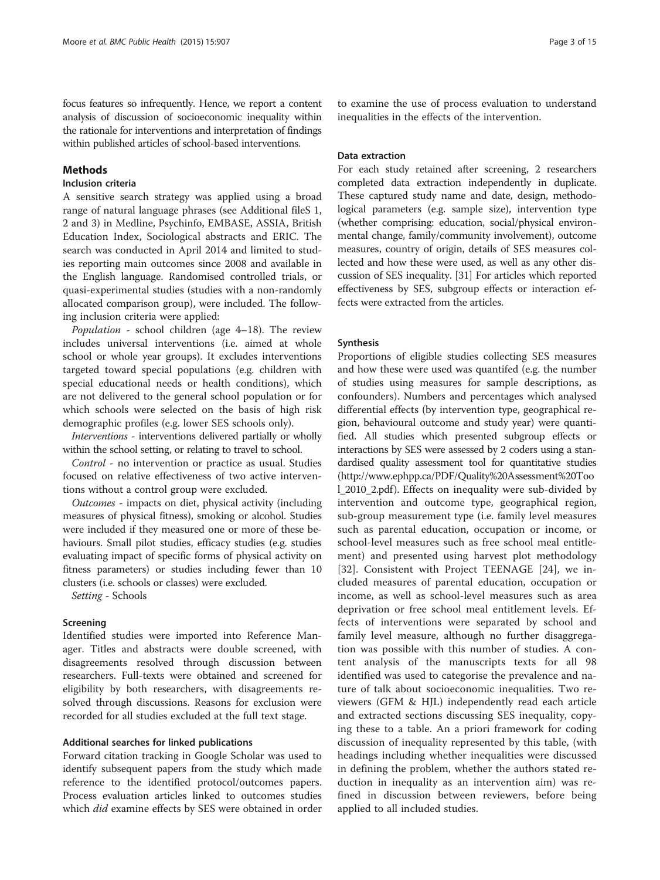focus features so infrequently. Hence, we report a content analysis of discussion of socioeconomic inequality within the rationale for interventions and interpretation of findings within published articles of school-based interventions.

## Methods

### Inclusion criteria

A sensitive search strategy was applied using a broad range of natural language phrases (see Additional fileS 1, 2 and 3) in Medline, Psychinfo, EMBASE, ASSIA, British Education Index, Sociological abstracts and ERIC. The search was conducted in April 2014 and limited to studies reporting main outcomes since 2008 and available in the English language. Randomised controlled trials, or quasi-experimental studies (studies with a non-randomly allocated comparison group), were included. The following inclusion criteria were applied:

*Population* - school children (age 4–18). The review includes universal interventions (i.e. aimed at whole school or whole year groups). It excludes interventions targeted toward special populations (e.g. children with special educational needs or health conditions), which are not delivered to the general school population or for which schools were selected on the basis of high risk demographic profiles (e.g. lower SES schools only).

*Interventions* - interventions delivered partially or wholly within the school setting, or relating to travel to school.

*Control* - no intervention or practice as usual. Studies focused on relative effectiveness of two active interventions without a control group were excluded.

*Outcomes* - impacts on diet, physical activity (including measures of physical fitness), smoking or alcohol. Studies were included if they measured one or more of these behaviours. Small pilot studies, efficacy studies (e.g. studies evaluating impact of specific forms of physical activity on fitness parameters) or studies including fewer than 10 clusters (i.e. schools or classes) were excluded.

*Setting* - Schools

### Screening

Identified studies were imported into Reference Manager. Titles and abstracts were double screened, with disagreements resolved through discussion between researchers. Full-texts were obtained and screened for eligibility by both researchers, with disagreements resolved through discussions. Reasons for exclusion were recorded for all studies excluded at the full text stage.

### Additional searches for linked publications

Forward citation tracking in Google Scholar was used to identify subsequent papers from the study which made reference to the identified protocol/outcomes papers. Process evaluation articles linked to outcomes studies which *did* examine effects by SES were obtained in order to examine the use of process evaluation to understand inequalities in the effects of the intervention.

### Data extraction

For each study retained after screening, 2 researchers completed data extraction independently in duplicate. These captured study name and date, design, methodological parameters (e.g. sample size), intervention type (whether comprising: education, social/physical environmental change, family/community involvement), outcome measures, country of origin, details of SES measures collected and how these were used, as well as any other discussion of SES inequality. [31] For articles which reported effectiveness by SES, subgroup effects or interaction effects were extracted from the articles.

### Synthesis

Proportions of eligible studies collecting SES measures and how these were used was quantifed (e.g. the number of studies using measures for sample descriptions, as confounders). Numbers and percentages which analysed differential effects (by intervention type, geographical region, behavioural outcome and study year) were quantified. All studies which presented subgroup effects or interactions by SES were assessed by 2 coders using a standardised quality assessment tool for quantitative studies (http://www.ephpp.ca/PDF/Quality%20Assessment%20Tool_2010_2.pdf). Effects on inequality were sub-divided by intervention and outcome type, geographical region, sub-group measurement type (i.e. family level measures such as parental education, occupation or income, or school-level measures such as free school meal entitlement) and presented using harvest plot methodology [32]. Consistent with Project TEENAGE [24], we included measures of parental education, occupation or income, as well as school-level measures such as area deprivation or free school meal entitlement levels. Effects of interventions were separated by school and family level measure, although no further disaggregation was possible with this number of studies. A content analysis of the manuscripts texts for all 98 identified was used to categorise the prevalence and nature of talk about socioeconomic inequalities. Two reviewers (GFM & HJL) independently read each article and extracted sections discussing SES inequality, copying these to a table. An a priori framework for coding discussion of inequality represented by this table, (with headings including whether inequalities were discussed in defining the problem, whether the authors stated reduction in inequality as an intervention aim) was refined in discussion between reviewers, before being applied to all included studies.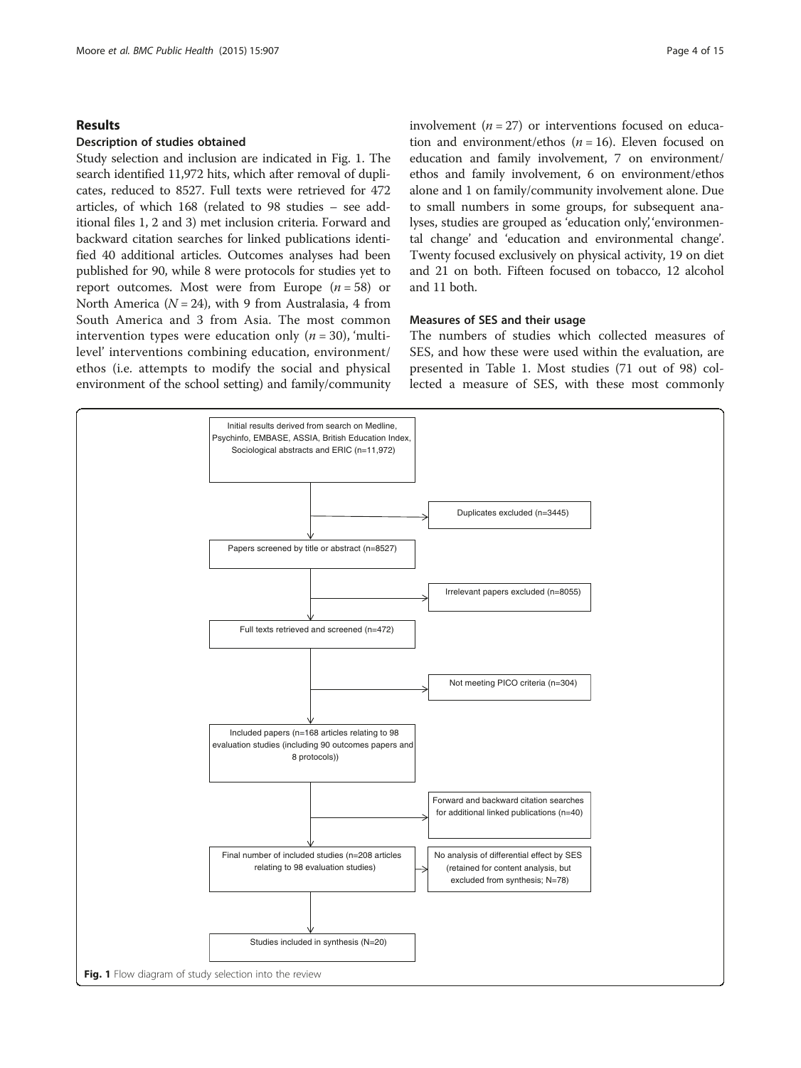## Results

### Description of studies obtained

Study selection and inclusion are indicated in Fig. 1. The search identified 11,972 hits, which after removal of duplicates, reduced to 8527. Full texts were retrieved for 472 articles, of which 168 (related to 98 studies – see additional files 1, 2 and 3) met inclusion criteria. Forward and backward citation searches for linked publications identified 40 additional articles. Outcomes analyses had been published for 90, while 8 were protocols for studies yet to report outcomes. Most were from Europe ($n = 58$) or North America ($N = 24$), with 9 from Australasia, 4 from South America and 3 from Asia. The most common intervention types were education only ($n = 30$), 'multi-level' interventions combining education, environment/ethos (i.e. attempts to modify the social and physical environment of the school setting) and family/community involvement ($n = 27$) or interventions focused on education and environment/ethos ($n = 16$). Eleven focused on education and family involvement, 7 on environment/ethos and family involvement, 6 on environment/ethos alone and 1 on family/community involvement alone. Due to small numbers in some groups, for subsequent analyses, studies are grouped as 'education only', 'environmental change' and 'education and environmental change'. Twenty focused exclusively on physical activity, 19 on diet and 21 on both. Fifteen focused on tobacco, 12 alcohol and 11 both.

### Measures of SES and their usage

The numbers of studies which collected measures of SES, and how these were used within the evaluation, are presented in Table 1. Most studies (71 out of 98) collected a measure of SES, with these most commonly

Initial results derived from search on Medline, Psychinfo, EMBASE, ASSIA, British Education Index, Sociological abstracts and ERIC (n=11,972)

Duplicates excluded (n=3445)

Papers screened by title or abstract (n=8527)

Irrelevant papers excluded (n=8055)

Full texts retrieved and screened (n=472)

Not meeting PICO criteria (n=304)

Included papers (n=168 articles relating to 98 evaluation studies (including 90 outcomes papers and 8 protocols))

Forward and backward citation searches for additional linked publications (n=40)

Final number of included studies (n=208 articles relating to 98 evaluation studies)

No analysis of differential effect by SES (retained for content analysis, but excluded from synthesis; N=78)

Studies included in synthesis (N=20)

**Fig. 1** Flow diagram of study selection into the review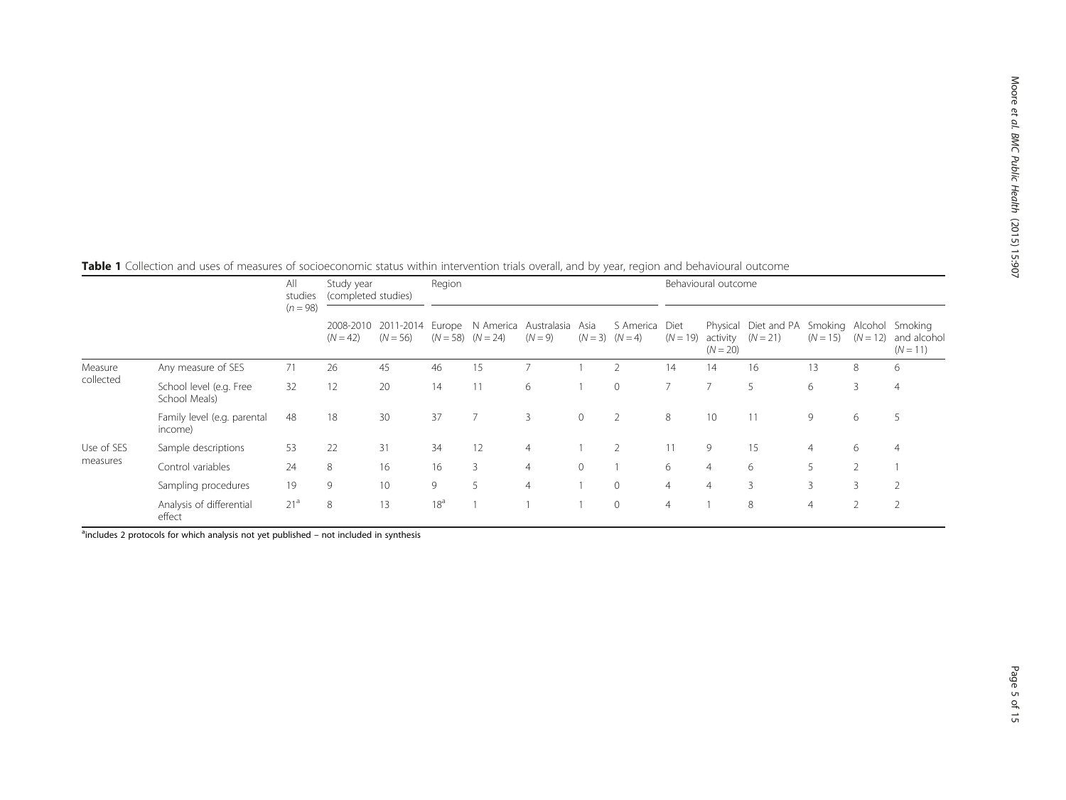**Table 1** Collection and uses of measures of socioeconomic status within intervention trials overall, and by year, region and behavioural outcome

| | | All studies ($n = 98$) | Study year (completed studies) | | Region | | | | | Behavioural outcome | | | | | |
|---|---|---|---|---|---|---|---|---|---|---|---|---|---|---|---|
| | | | 2008-2010 ($N = 42$) | 2011-2014 ($N = 56$) | Europe ($N = 58$) | N America ($N = 24$) | Australasia ($N = 9$) | Asia ($N = 3$) | S America ($N = 4$) | Diet ($N = 19$) | Physical activity ($N = 20$) | Diet and PA ($N = 21$) | Smoking ($N = 15$) | Alcohol ($N = 12$) | Smoking and alcohol ($N = 11$) |
| Measure collected | Any measure of SES | 71 | 26 | 45 | 46 | 15 | 7 | 1 | 2 | 14 | 14 | 16 | 13 | 8 | 6 |
| | School level (e.g. Free School Meals) | 32 | 12 | 20 | 14 | 11 | 6 | 1 | 0 | 7 | 7 | 5 | 6 | 3 | 4 |
| | Family level (e.g. parental income) | 48 | 18 | 30 | 37 | 7 | 3 | 0 | 2 | 8 | 10 | 11 | 9 | 6 | 5 |
| Use of SES measures | Sample descriptions | 53 | 22 | 31 | 34 | 12 | 4 | 1 | 2 | 11 | 9 | 15 | 4 | 6 | 4 |
| | Control variables | 24 | 8 | 16 | 16 | 3 | 4 | 0 | 1 | 6 | 4 | 6 | 5 | 2 | 1 |
| | Sampling procedures | 19 | 9 | 10 | 9 | 5 | 4 | 1 | 0 | 4 | 4 | 3 | 3 | 3 | 2 |
| | Analysis of differential effect | 21[a] | 8 | 13 | 18[a] | 1 | 1 | 1 | 0 | 4 | 1 | 8 | 4 | 2 | 2 |

[a]includes 2 protocols for which analysis not yet published – not included in synthesis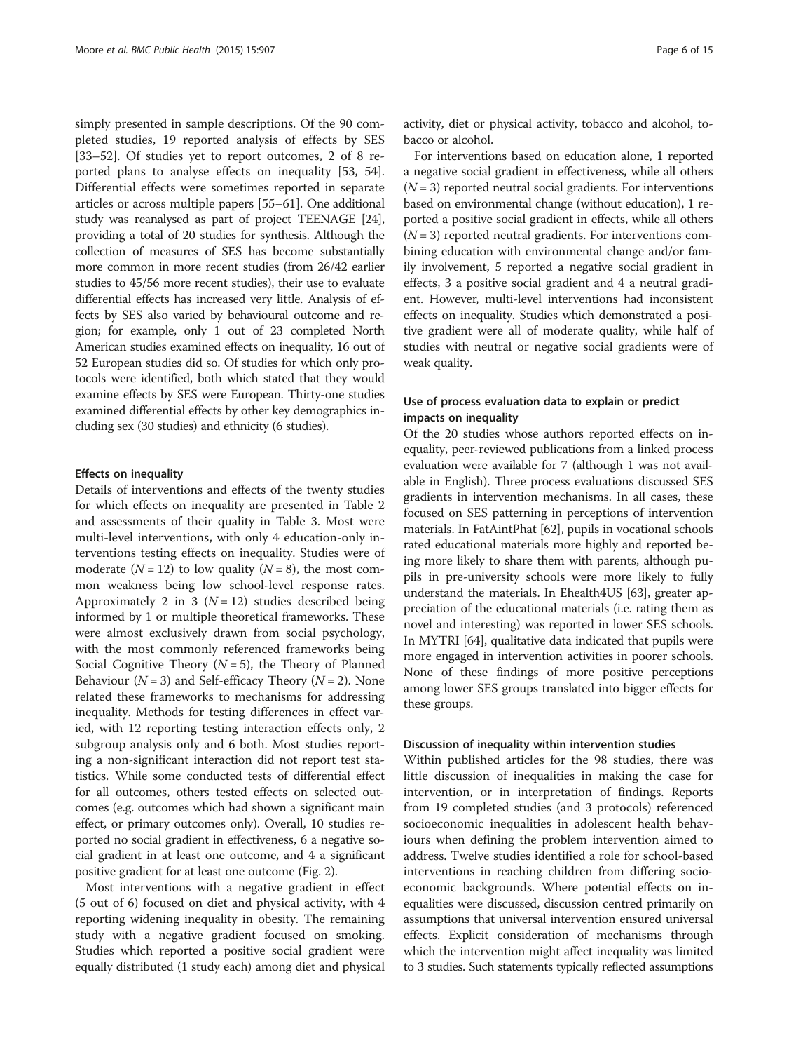simply presented in sample descriptions. Of the 90 completed studies, 19 reported analysis of effects by SES [33–52]. Of studies yet to report outcomes, 2 of 8 reported plans to analyse effects on inequality [53, 54]. Differential effects were sometimes reported in separate articles or across multiple papers [55–61]. One additional study was reanalysed as part of project TEENAGE [24], providing a total of 20 studies for synthesis. Although the collection of measures of SES has become substantially more common in more recent studies (from 26/42 earlier studies to 45/56 more recent studies), their use to evaluate differential effects has increased very little. Analysis of effects by SES also varied by behavioural outcome and region; for example, only 1 out of 23 completed North American studies examined effects on inequality, 16 out of 52 European studies did so. Of studies for which only protocols were identified, both which stated that they would examine effects by SES were European. Thirty-one studies examined differential effects by other key demographics including sex (30 studies) and ethnicity (6 studies).

#### Effects on inequality

Details of interventions and effects of the twenty studies for which effects on inequality are presented in Table 2 and assessments of their quality in Table 3. Most were multi-level interventions, with only 4 education-only interventions testing effects on inequality. Studies were of moderate ($N = 12$) to low quality ($N = 8$), the most common weakness being low school-level response rates. Approximately 2 in 3 ($N = 12$) studies described being informed by 1 or multiple theoretical frameworks. These were almost exclusively drawn from social psychology, with the most commonly referenced frameworks being Social Cognitive Theory ($N = 5$), the Theory of Planned Behaviour ($N = 3$) and Self-efficacy Theory ($N = 2$). None related these frameworks to mechanisms for addressing inequality. Methods for testing differences in effect varied, with 12 reporting testing interaction effects only, 2 subgroup analysis only and 6 both. Most studies reporting a non-significant interaction did not report test statistics. While some conducted tests of differential effect for all outcomes, others tested effects on selected outcomes (e.g. outcomes which had shown a significant main effect, or primary outcomes only). Overall, 10 studies reported no social gradient in effectiveness, 6 a negative social gradient in at least one outcome, and 4 a significant positive gradient for at least one outcome (Fig. 2).

Most interventions with a negative gradient in effect (5 out of 6) focused on diet and physical activity, with 4 reporting widening inequality in obesity. The remaining study with a negative gradient focused on smoking. Studies which reported a positive social gradient were equally distributed (1 study each) among diet and physical activity, diet or physical activity, tobacco and alcohol, tobacco or alcohol.

For interventions based on education alone, 1 reported a negative social gradient in effectiveness, while all others ($N = 3$) reported neutral social gradients. For interventions based on environmental change (without education), 1 reported a positive social gradient in effects, while all others ($N = 3$) reported neutral gradients. For interventions combining education with environmental change and/or family involvement, 5 reported a negative social gradient in effects, 3 a positive social gradient and 4 a neutral gradient. However, multi-level interventions had inconsistent effects on inequality. Studies which demonstrated a positive gradient were all of moderate quality, while half of studies with neutral or negative social gradients were of weak quality.

#### Use of process evaluation data to explain or predict impacts on inequality

Of the 20 studies whose authors reported effects on inequality, peer-reviewed publications from a linked process evaluation were available for 7 (although 1 was not available in English). Three process evaluations discussed SES gradients in intervention mechanisms. In all cases, these focused on SES patterning in perceptions of intervention materials. In FatAintPhat [62], pupils in vocational schools rated educational materials more highly and reported being more likely to share them with parents, although pupils in pre-university schools were more likely to fully understand the materials. In Ehealth4US [63], greater appreciation of the educational materials (i.e. rating them as novel and interesting) was reported in lower SES schools. In MYTRI [64], qualitative data indicated that pupils were more engaged in intervention activities in poorer schools. None of these findings of more positive perceptions among lower SES groups translated into bigger effects for these groups.

#### Discussion of inequality within intervention studies

Within published articles for the 98 studies, there was little discussion of inequalities in making the case for intervention, or in interpretation of findings. Reports from 19 completed studies (and 3 protocols) referenced socioeconomic inequalities in adolescent health behaviours when defining the problem intervention aimed to address. Twelve studies identified a role for school-based interventions in reaching children from differing socioeconomic backgrounds. Where potential effects on inequalities were discussed, discussion centred primarily on assumptions that universal intervention ensured universal effects. Explicit consideration of mechanisms through which the intervention might affect inequality was limited to 3 studies. Such statements typically reflected assumptions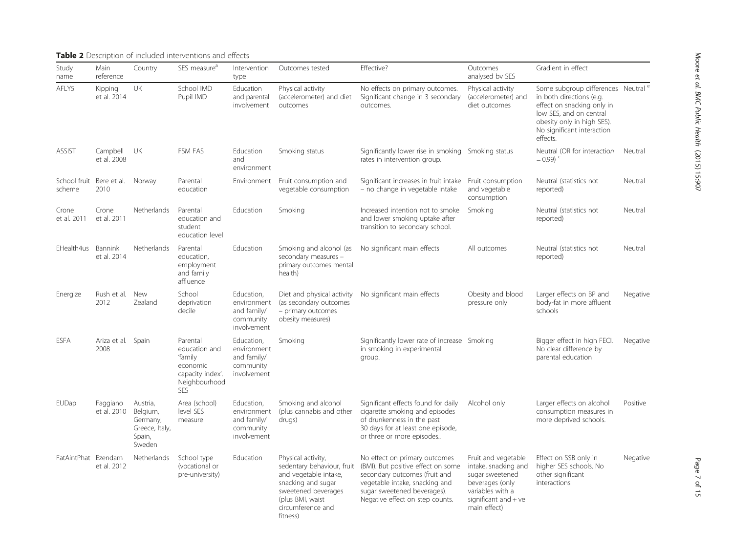**Table 2** Description of included interventions and effects

| Study name | Main reference | Country | SES measure[a] | Intervention type | Outcomes tested | Effective? | Outcomes analysed by SES | Gradient in effect | |
|---|---|---|---|---|---|---|---|---|---|
| AFLY5 | Kipping et al. 2014 | UK | School IMD Pupil IMD | Education and parental involvement | Physical activity (accelerometer) and diet outcomes | No effects on primary outcomes. Significant change in 3 secondary outcomes. | Physical activity (accelerometer) and diet outcomes | Some subgroup differences in both directions (e.g. effect on snacking only in low SES, and on central obesity only in high SES). No significant interaction effects. | Neutral [e] |
| ASSIST | Campbell et al. 2008 | UK | FSM FAS | Education and environment | Smoking status | Significantly lower rise in smoking rates in intervention group. | Smoking status | Neutral (OR for interaction = 0.99) [c] | Neutral |
| School fruit scheme | Bere et al. 2010 | Norway | Parental education | Environment | Fruit consumption and vegetable consumption | Significant increases in fruit intake – no change in vegetable intake | Fruit consumption and vegetable consumption | Neutral (statistics not reported) | Neutral |
| Crone et al. 2011 | Crone et al. 2011 | Netherlands | Parental education and student education level | Education | Smoking | Increased intention not to smoke and lower smoking uptake after transition to secondary school. | Smoking | Neutral (statistics not reported) | Neutral |
| EHealth4us | Bannink et al. 2014 | Netherlands | Parental education, employment and family affluence | Education | Smoking and alcohol (as secondary measures – primary outcomes mental health) | No significant main effects | All outcomes | Neutral (statistics not reported) | Neutral |
| Energize | Rush et al. 2012 | New Zealand | School deprivation decile | Education, environment and family/community involvement | Diet and physical activity (as secondary outcomes – primary outcomes obesity measures) | No significant main effects | Obesity and blood pressure only | Larger effects on BP and body-fat in more affluent schools | Negative |
| ESFA | Ariza et al. 2008 | Spain | Parental education and 'family economic capacity index'. Neighbourhood SES | Education, environment and family/community involvement | Smoking | Significantly lower rate of increase in smoking in experimental group. | Smoking | Bigger effect in high FECI. No clear difference by parental education | Negative |
| EUDap | Faggiano et al. 2010 | Austria, Belgium, Germany, Greece, Italy, Spain, Sweden | Area (school) level SES measure | Education, environment and family/community involvement | Smoking and alcohol (plus cannabis and other drugs) | Significant effects found for daily cigarette smoking and episodes of drunkenness in the past 30 days for at least one episode, or three or more episodes.. | Alcohol only | Larger effects on alcohol consumption measures in more deprived schools. | Positive |
| FatAintPhat | Ezendam et al. 2012 | Netherlands | School type (vocational or pre-university) | Education | Physical activity, sedentary behaviour, fruit and vegetable intake, snacking and sugar sweetened beverages (plus BMI, waist circumference and fitness) | No effect on primary outcomes (BMI). But positive effect on some secondary outcomes (fruit and vegetable intake, snacking and sugar sweetened beverages). Negative effect on step counts. | Fruit and vegetable intake, snacking and sugar sweetened beverages (only variables with a significant and + ve main effect) | Effect on SSB only in higher SES schools. No other significant interactions | Negative |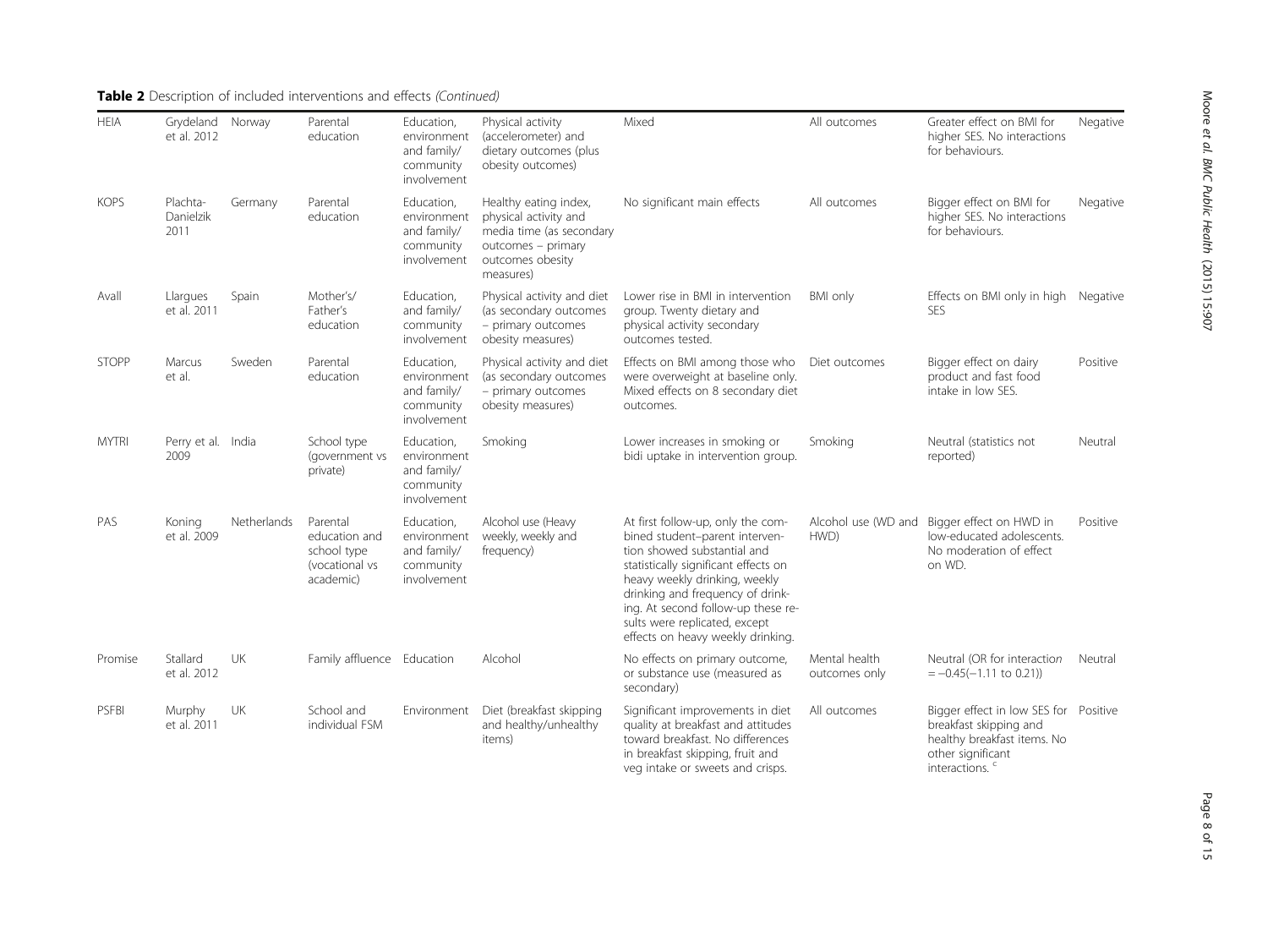**Table 2** Description of included interventions and effects *(Continued)*

| | | | | | | | | | |
|---|---|---|---|---|---|---|---|---|---|
| HEIA | Grydeland et al. 2012 | Norway | Parental education | Education, environment and family/ community involvement | Physical activity (accelerometer) and dietary outcomes (plus obesity outcomes) | Mixed | All outcomes | Greater effect on BMI for higher SES. No interactions for behaviours. | Negative |
| KOPS | Plachta-Danielzik 2011 | Germany | Parental education | Education, environment and family/ community involvement | Healthy eating index, physical activity and media time (as secondary outcomes – primary outcomes obesity measures) | No significant main effects | All outcomes | Bigger effect on BMI for higher SES. No interactions for behaviours. | Negative |
| Avall | Llargues et al. 2011 | Spain | Mother's/ Father's education | Education, and family/ community involvement | Physical activity and diet (as secondary outcomes – primary outcomes obesity measures) | Lower rise in BMI in intervention group. Twenty dietary and physical activity secondary outcomes tested. | BMI only | Effects on BMI only in high SES | Negative |
| STOPP | Marcus et al. | Sweden | Parental education | Education, environment and family/ community involvement | Physical activity and diet (as secondary outcomes – primary outcomes obesity measures) | Effects on BMI among those who were overweight at baseline only. Mixed effects on 8 secondary diet outcomes. | Diet outcomes | Bigger effect on dairy product and fast food intake in low SES. | Positive |
| MYTRI | Perry et al. 2009 | India | School type (government vs private) | Education, environment and family/ community involvement | Smoking | Lower increases in smoking or bidi uptake in intervention group. | Smoking | Neutral (statistics not reported) | Neutral |
| PAS | Koning et al. 2009 | Netherlands | Parental education and school type (vocational vs academic) | Education, environment and family/ community involvement | Alcohol use (Heavy weekly, weekly and frequency) | At first follow-up, only the combined student–parent intervention showed substantial and statistically significant effects on heavy weekly drinking, weekly drinking and frequency of drinking. At second follow-up these results were replicated, except effects on heavy weekly drinking. | Alcohol use (WD and HWD) | Bigger effect on HWD in low-educated adolescents. No moderation of effect on WD. | Positive |
| Promise | Stallard et al. 2012 | UK | Family affluence | Education | Alcohol | No effects on primary outcome, or substance use (measured as secondary) | Mental health outcomes only | Neutral (OR for interaction = −0.45(−1.11 to 0.21)) | Neutral |
| PSFBI | Murphy et al. 2011 | UK | School and individual FSM | Environment | Diet (breakfast skipping and healthy/unhealthy items) | Significant improvements in diet quality at breakfast and attitudes toward breakfast. No differences in breakfast skipping, fruit and veg intake or sweets and crisps. | All outcomes | Bigger effect in low SES for breakfast skipping and healthy breakfast items. No other significant interactions. [c] | Positive |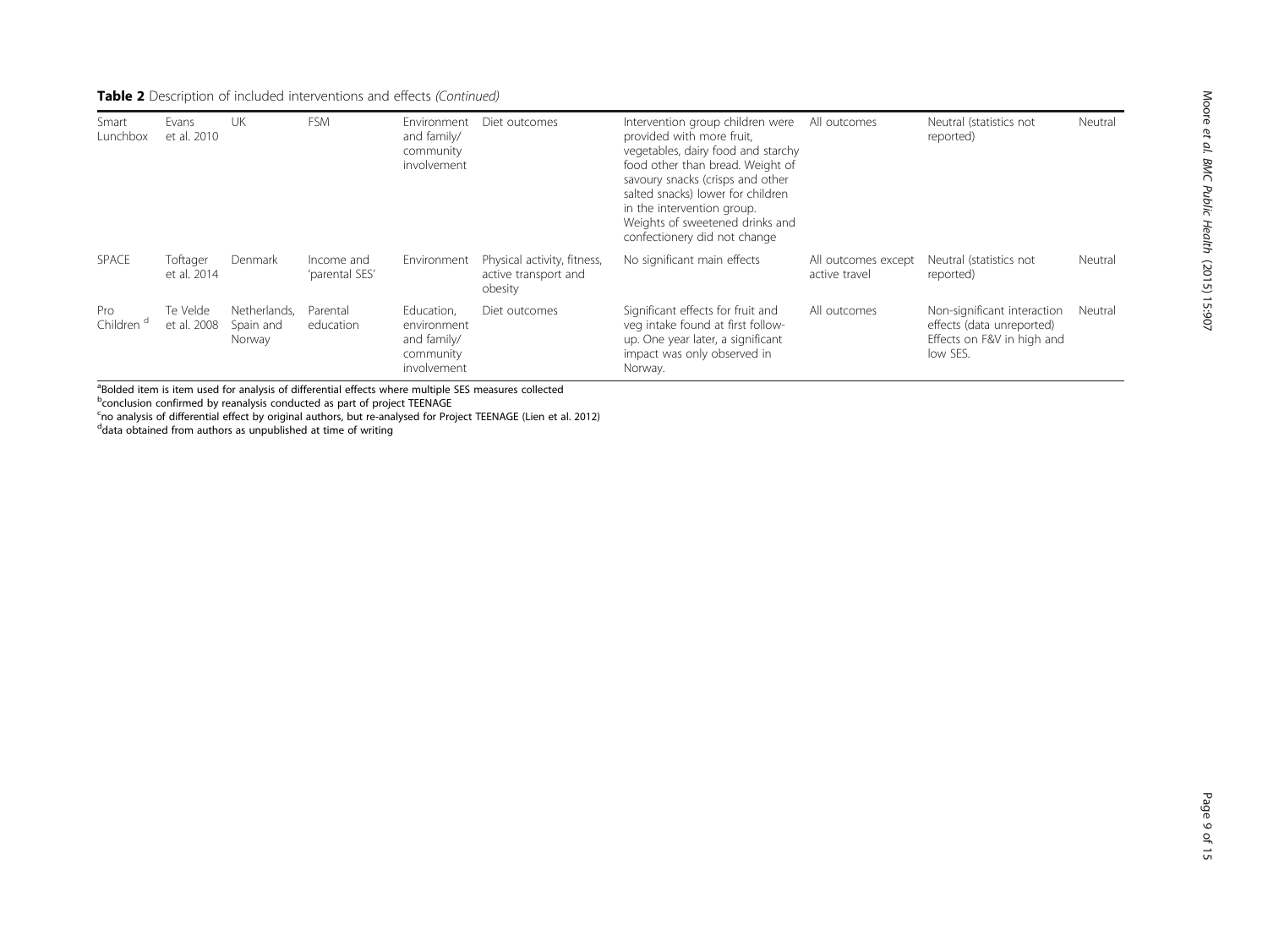**Table 2** Description of included interventions and effects *(Continued)*

| | | | | | | | | | |
|---|---|---|---|---|---|---|---|---|---|
| Smart Lunchbox | Evans et al. 2010 | UK | FSM | Environment and family/ community involvement | Diet outcomes | Intervention group children were provided with more fruit, vegetables, dairy food and starchy food other than bread. Weight of savoury snacks (crisps and other salted snacks) lower for children in the intervention group. Weights of sweetened drinks and confectionery did not change | All outcomes | Neutral (statistics not reported) | Neutral |
| SPACE | Toftager et al. 2014 | Denmark | Income and 'parental SES' | Environment | Physical activity, fitness, active transport and obesity | No significant main effects | All outcomes except active travel | Neutral (statistics not reported) | Neutral |
| Pro Children [d] | Te Velde et al. 2008 | Netherlands, Spain and Norway | Parental education | Education, environment and family/ community involvement | Diet outcomes | Significant effects for fruit and veg intake found at first follow-up. One year later, a significant impact was only observed in Norway. | All outcomes | Non-significant interaction effects (data unreported) Effects on F&V in high and low SES. | Neutral |

[a]Bolded item is item used for analysis of differential effects where multiple SES measures collected
[b]conclusion confirmed by reanalysis conducted as part of project TEENAGE
[c]no analysis of differential effect by original authors, but re-analysed for Project TEENAGE (Lien et al. 2012)
[d]data obtained from authors as unpublished at time of writing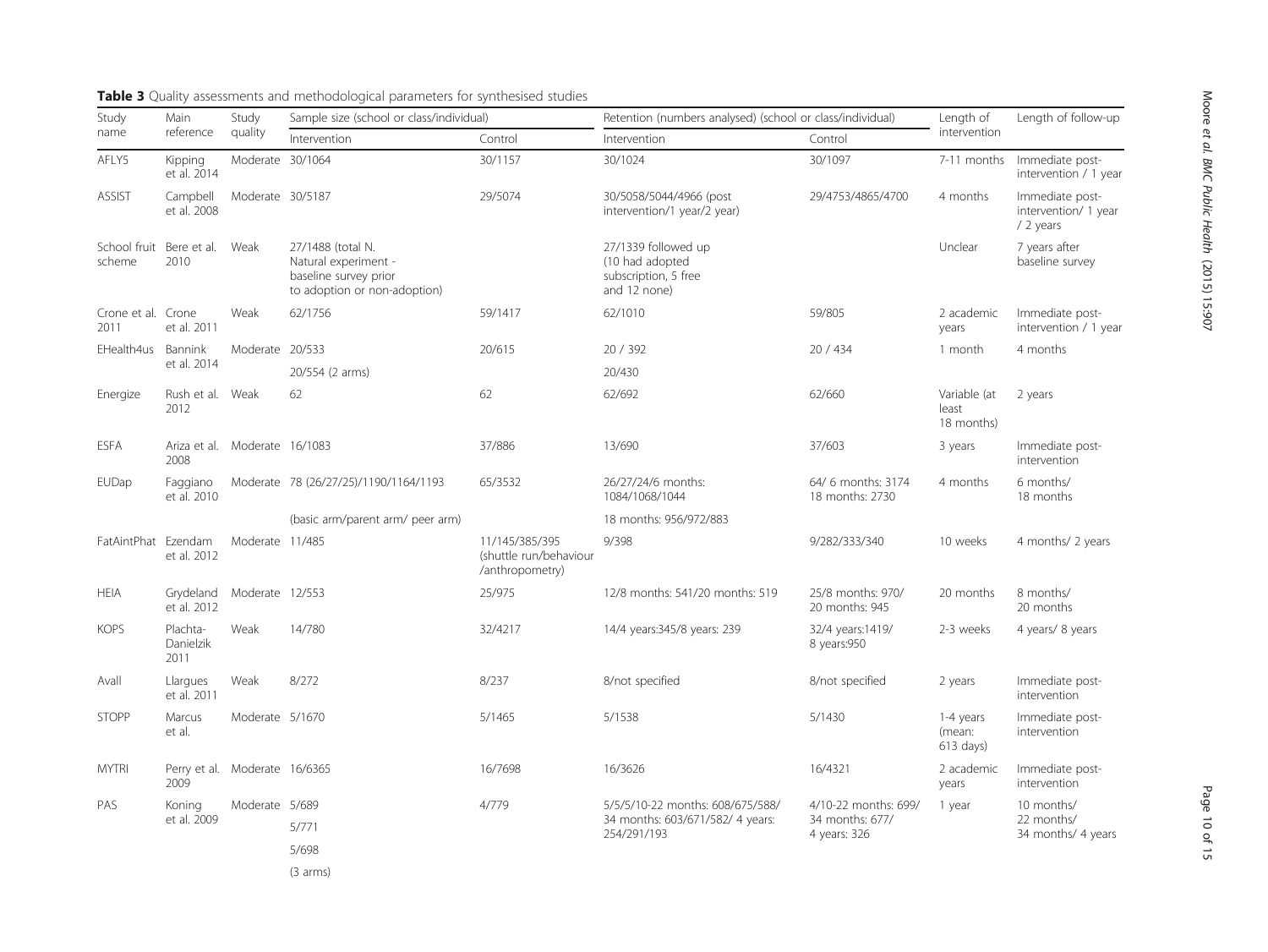**Table 3** Quality assessments and methodological parameters for synthesised studies

| Study name | Main reference | Study quality | Sample size (school or class/individual) | | Retention (numbers analysed) (school or class/individual) | | Length of intervention | Length of follow-up |
|---|---|---|---|---|---|---|---|---|
| | | | Intervention | Control | Intervention | Control | | |
| AFLY5 | Kipping et al. 2014 | Moderate | 30/1064 | 30/1157 | 30/1024 | 30/1097 | 7-11 months | Immediate post-intervention / 1 year |
| ASSIST | Campbell et al. 2008 | Moderate | 30/5187 | 29/5074 | 30/5058/5044/4966 (post intervention/1 year/2 year) | 29/4753/4865/4700 | 4 months | Immediate post-intervention/ 1 year / 2 years |
| School fruit scheme | Bere et al. 2010 | Weak | 27/1488 (total N. Natural experiment - baseline survey prior to adoption or non-adoption) | | 27/1339 followed up (10 had adopted subscription, 5 free and 12 none) | | Unclear | 7 years after baseline survey |
| Crone et al. 2011 | Crone et al. 2011 | Weak | 62/1756 | 59/1417 | 62/1010 | 59/805 | 2 academic years | Immediate post-intervention / 1 year |
| EHealth4us | Bannink et al. 2014 | Moderate | 20/533<br>20/554 (2 arms) | 20/615 | 20 / 392<br>20/430 | 20 / 434 | 1 month | 4 months |
| Energize | Rush et al. 2012 | Weak | 62 | 62 | 62/692 | 62/660 | Variable (at least 18 months) | 2 years |
| ESFA | Ariza et al. 2008 | Moderate | 16/1083 | 37/886 | 13/690 | 37/603 | 3 years | Immediate post-intervention |
| EUDap | Faggiano et al. 2010 | Moderate | 78 (26/27/25)/1190/1164/1193<br>(basic arm/parent arm/ peer arm) | 65/3532 | 26/27/24/6 months: 1084/1068/1044<br>18 months: 956/972/883 | 64/ 6 months: 3174 18 months: 2730 | 4 months | 6 months/ 18 months |
| FatAintPhat | Ezendam et al. 2012 | Moderate | 11/485 | 11/145/385/395 (shuttle run/behaviour /anthropometry) | 9/398 | 9/282/333/340 | 10 weeks | 4 months/ 2 years |
| HEIA | Grydeland et al. 2012 | Moderate | 12/553 | 25/975 | 12/8 months: 541/20 months: 519 | 25/8 months: 970/ 20 months: 945 | 20 months | 8 months/ 20 months |
| KOPS | Plachta-Danielzik 2011 | Weak | 14/780 | 32/4217 | 14/4 years:345/8 years: 239 | 32/4 years:1419/ 8 years:950 | 2-3 weeks | 4 years/ 8 years |
| Avall | Llargues et al. 2011 | Weak | 8/272 | 8/237 | 8/not specified | 8/not specified | 2 years | Immediate post-intervention |
| STOPP | Marcus et al. | Moderate | 5/1670 | 5/1465 | 5/1538 | 5/1430 | 1-4 years (mean: 613 days) | Immediate post-intervention |
| MYTRI | Perry et al. 2009 | Moderate | 16/6365 | 16/7698 | 16/3626 | 16/4321 | 2 academic years | Immediate post-intervention |
| PAS | Koning et al. 2009 | Moderate | 5/689<br>5/771<br>5/698<br>(3 arms) | 4/779 | 5/5/5/10-22 months: 608/675/588/ 34 months: 603/671/582/ 4 years: 254/291/193 | 4/10-22 months: 699/ 34 months: 677/ 4 years: 326 | 1 year | 10 months/ 22 months/ 34 months/ 4 years |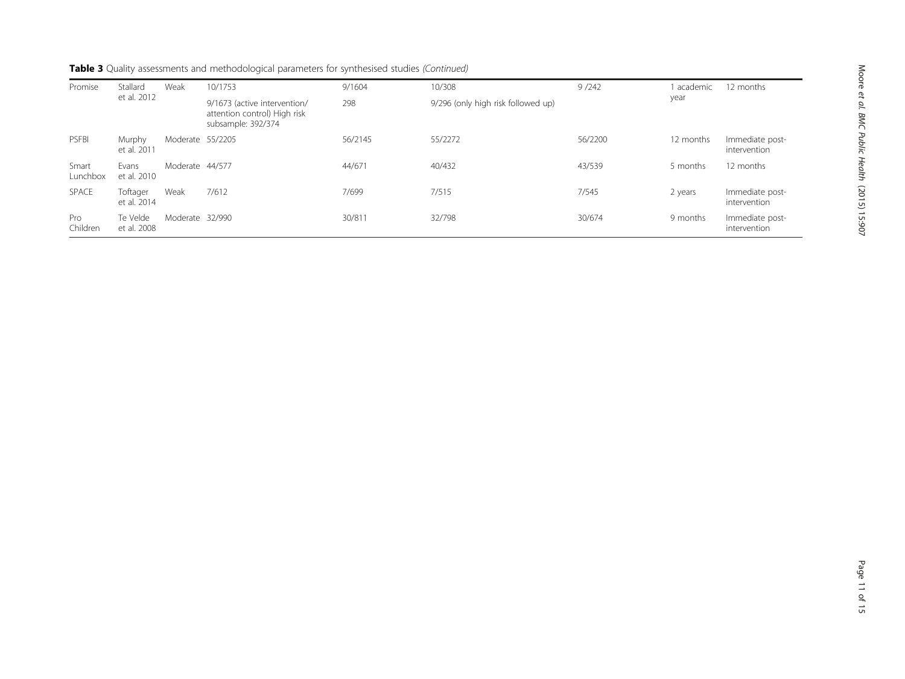**Table 3** Quality assessments and methodological parameters for synthesised studies *(Continued)*

| | | | | | | | | |
|---|---|---|---|---|---|---|---|---|
| Promise | Stallard et al. 2012 | Weak | 10/1753<br>9/1673 (active intervention/ attention control) High risk subsample: 392/374 | 9/1604<br>298 | 10/308<br>9/296 (only high risk followed up) | 9 /242 | 1 academic year | 12 months |
| PSFBI | Murphy et al. 2011 | Moderate | 55/2205 | 56/2145 | 55/2272 | 56/2200 | 12 months | Immediate post-intervention |
| Smart Lunchbox | Evans et al. 2010 | Moderate | 44/577 | 44/671 | 40/432 | 43/539 | 5 months | 12 months |
| SPACE | Toftager et al. 2014 | Weak | 7/612 | 7/699 | 7/515 | 7/545 | 2 years | Immediate post-intervention |
| Pro Children | Te Velde et al. 2008 | Moderate | 32/990 | 30/811 | 32/798 | 30/674 | 9 months | Immediate post-intervention |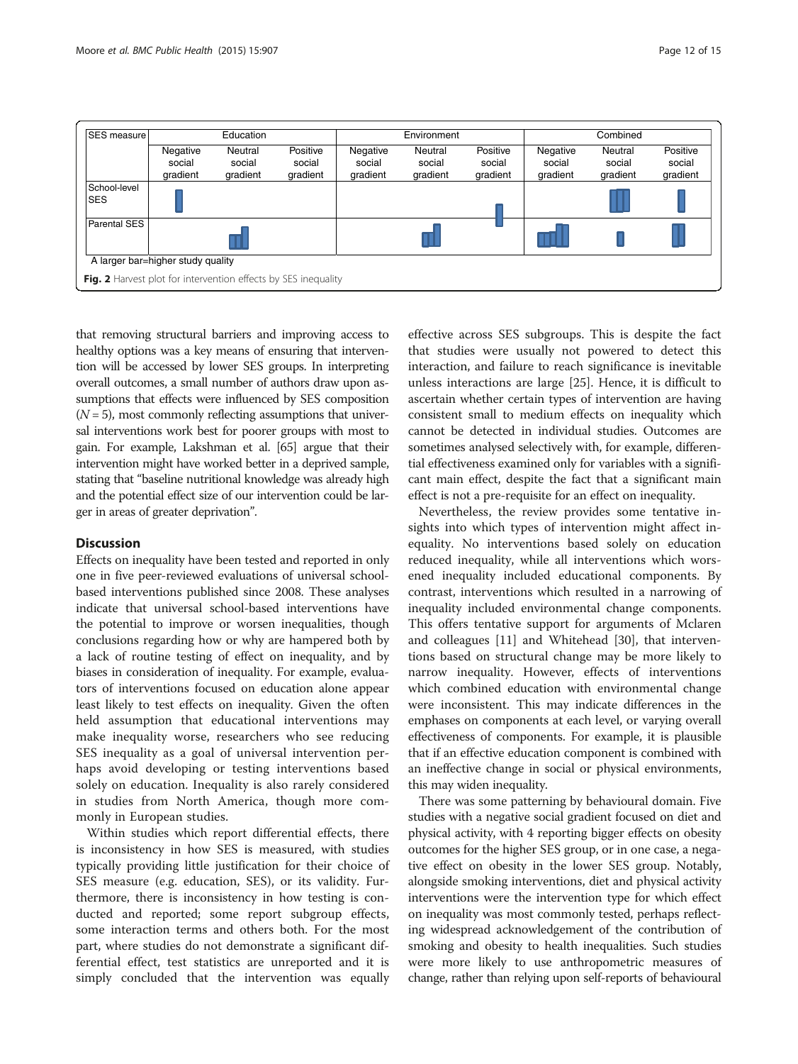SES measure

Education

Environment

Combined

Negative social gradient

Neutral social gradient

Positive social gradient

Negative social gradient

Neutral social gradient

Positive social gradient

Negative social gradient

Neutral social gradient

Positive social gradient

School-level SES

Parental SES

A larger bar=higher study quality

**Fig. 2** Harvest plot for intervention effects by SES inequality

that removing structural barriers and improving access to healthy options was a key means of ensuring that intervention will be accessed by lower SES groups. In interpreting overall outcomes, a small number of authors draw upon assumptions that effects were influenced by SES composition ($N = 5$), most commonly reflecting assumptions that universal interventions work best for poorer groups with most to gain. For example, Lakshman et al. [65] argue that their intervention might have worked better in a deprived sample, stating that "baseline nutritional knowledge was already high and the potential effect size of our intervention could be larger in areas of greater deprivation".

## Discussion

Effects on inequality have been tested and reported in only one in five peer-reviewed evaluations of universal school-based interventions published since 2008. These analyses indicate that universal school-based interventions have the potential to improve or worsen inequalities, though conclusions regarding how or why are hampered both by a lack of routine testing of effect on inequality, and by biases in consideration of inequality. For example, evaluators of interventions focused on education alone appear least likely to test effects on inequality. Given the often held assumption that educational interventions may make inequality worse, researchers who see reducing SES inequality as a goal of universal intervention perhaps avoid developing or testing interventions based solely on education. Inequality is also rarely considered in studies from North America, though more commonly in European studies.

Within studies which report differential effects, there is inconsistency in how SES is measured, with studies typically providing little justification for their choice of SES measure (e.g. education, SES), or its validity. Furthermore, there is inconsistency in how testing is conducted and reported; some report subgroup effects, some interaction terms and others both. For the most part, where studies do not demonstrate a significant differential effect, test statistics are unreported and it is simply concluded that the intervention was equally effective across SES subgroups. This is despite the fact that studies were usually not powered to detect this interaction, and failure to reach significance is inevitable unless interactions are large [25]. Hence, it is difficult to ascertain whether certain types of intervention are having consistent small to medium effects on inequality which cannot be detected in individual studies. Outcomes are sometimes analysed selectively with, for example, differential effectiveness examined only for variables with a significant main effect, despite the fact that a significant main effect is not a pre-requisite for an effect on inequality.

Nevertheless, the review provides some tentative insights into which types of intervention might affect inequality. No interventions based solely on education reduced inequality, while all interventions which worsened inequality included educational components. By contrast, interventions which resulted in a narrowing of inequality included environmental change components. This offers tentative support for arguments of Mclaren and colleagues [11] and Whitehead [30], that interventions based on structural change may be more likely to narrow inequality. However, effects of interventions which combined education with environmental change were inconsistent. This may indicate differences in the emphases on components at each level, or varying overall effectiveness of components. For example, it is plausible that if an effective education component is combined with an ineffective change in social or physical environments, this may widen inequality.

There was some patterning by behavioural domain. Five studies with a negative social gradient focused on diet and physical activity, with 4 reporting bigger effects on obesity outcomes for the higher SES group, or in one case, a negative effect on obesity in the lower SES group. Notably, alongside smoking interventions, diet and physical activity interventions were the intervention type for which effect on inequality was most commonly tested, perhaps reflecting widespread acknowledgement of the contribution of smoking and obesity to health inequalities. Such studies were more likely to use anthropometric measures of change, rather than relying upon self-reports of behavioural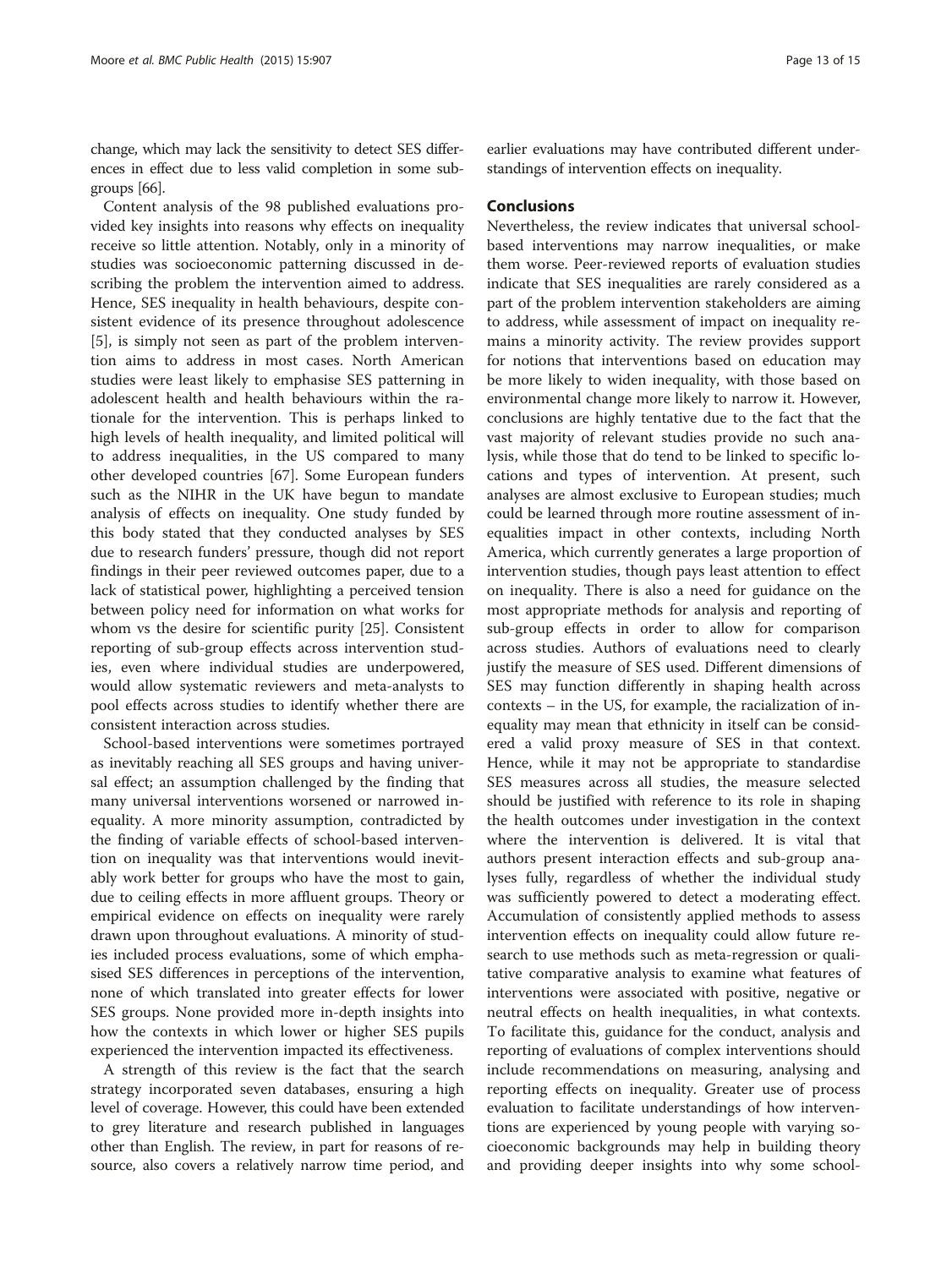change, which may lack the sensitivity to detect SES differences in effect due to less valid completion in some subgroups [66].

Content analysis of the 98 published evaluations provided key insights into reasons why effects on inequality receive so little attention. Notably, only in a minority of studies was socioeconomic patterning discussed in describing the problem the intervention aimed to address. Hence, SES inequality in health behaviours, despite consistent evidence of its presence throughout adolescence [5], is simply not seen as part of the problem intervention aims to address in most cases. North American studies were least likely to emphasise SES patterning in adolescent health and health behaviours within the rationale for the intervention. This is perhaps linked to high levels of health inequality, and limited political will to address inequalities, in the US compared to many other developed countries [67]. Some European funders such as the NIHR in the UK have begun to mandate analysis of effects on inequality. One study funded by this body stated that they conducted analyses by SES due to research funders' pressure, though did not report findings in their peer reviewed outcomes paper, due to a lack of statistical power, highlighting a perceived tension between policy need for information on what works for whom vs the desire for scientific purity [25]. Consistent reporting of sub-group effects across intervention studies, even where individual studies are underpowered, would allow systematic reviewers and meta-analysts to pool effects across studies to identify whether there are consistent interaction across studies.

School-based interventions were sometimes portrayed as inevitably reaching all SES groups and having universal effect; an assumption challenged by the finding that many universal interventions worsened or narrowed inequality. A more minority assumption, contradicted by the finding of variable effects of school-based intervention on inequality was that interventions would inevitably work better for groups who have the most to gain, due to ceiling effects in more affluent groups. Theory or empirical evidence on effects on inequality were rarely drawn upon throughout evaluations. A minority of studies included process evaluations, some of which emphasised SES differences in perceptions of the intervention, none of which translated into greater effects for lower SES groups. None provided more in-depth insights into how the contexts in which lower or higher SES pupils experienced the intervention impacted its effectiveness.

A strength of this review is the fact that the search strategy incorporated seven databases, ensuring a high level of coverage. However, this could have been extended to grey literature and research published in languages other than English. The review, in part for reasons of resource, also covers a relatively narrow time period, and earlier evaluations may have contributed different understandings of intervention effects on inequality.

## Conclusions

Nevertheless, the review indicates that universal school-based interventions may narrow inequalities, or make them worse. Peer-reviewed reports of evaluation studies indicate that SES inequalities are rarely considered as a part of the problem intervention stakeholders are aiming to address, while assessment of impact on inequality remains a minority activity. The review provides support for notions that interventions based on education may be more likely to widen inequality, with those based on environmental change more likely to narrow it. However, conclusions are highly tentative due to the fact that the vast majority of relevant studies provide no such analysis, while those that do tend to be linked to specific locations and types of intervention. At present, such analyses are almost exclusive to European studies; much could be learned through more routine assessment of inequalities impact in other contexts, including North America, which currently generates a large proportion of intervention studies, though pays least attention to effect on inequality. There is also a need for guidance on the most appropriate methods for analysis and reporting of sub-group effects in order to allow for comparison across studies. Authors of evaluations need to clearly justify the measure of SES used. Different dimensions of SES may function differently in shaping health across contexts – in the US, for example, the racialization of inequality may mean that ethnicity in itself can be considered a valid proxy measure of SES in that context. Hence, while it may not be appropriate to standardise SES measures across all studies, the measure selected should be justified with reference to its role in shaping the health outcomes under investigation in the context where the intervention is delivered. It is vital that authors present interaction effects and sub-group analyses fully, regardless of whether the individual study was sufficiently powered to detect a moderating effect. Accumulation of consistently applied methods to assess intervention effects on inequality could allow future research to use methods such as meta-regression or qualitative comparative analysis to examine what features of interventions were associated with positive, negative or neutral effects on health inequalities, in what contexts. To facilitate this, guidance for the conduct, analysis and reporting of evaluations of complex interventions should include recommendations on measuring, analysing and reporting effects on inequality. Greater use of process evaluation to facilitate understandings of how interventions are experienced by young people with varying socioeconomic backgrounds may help in building theory and providing deeper insights into why some school-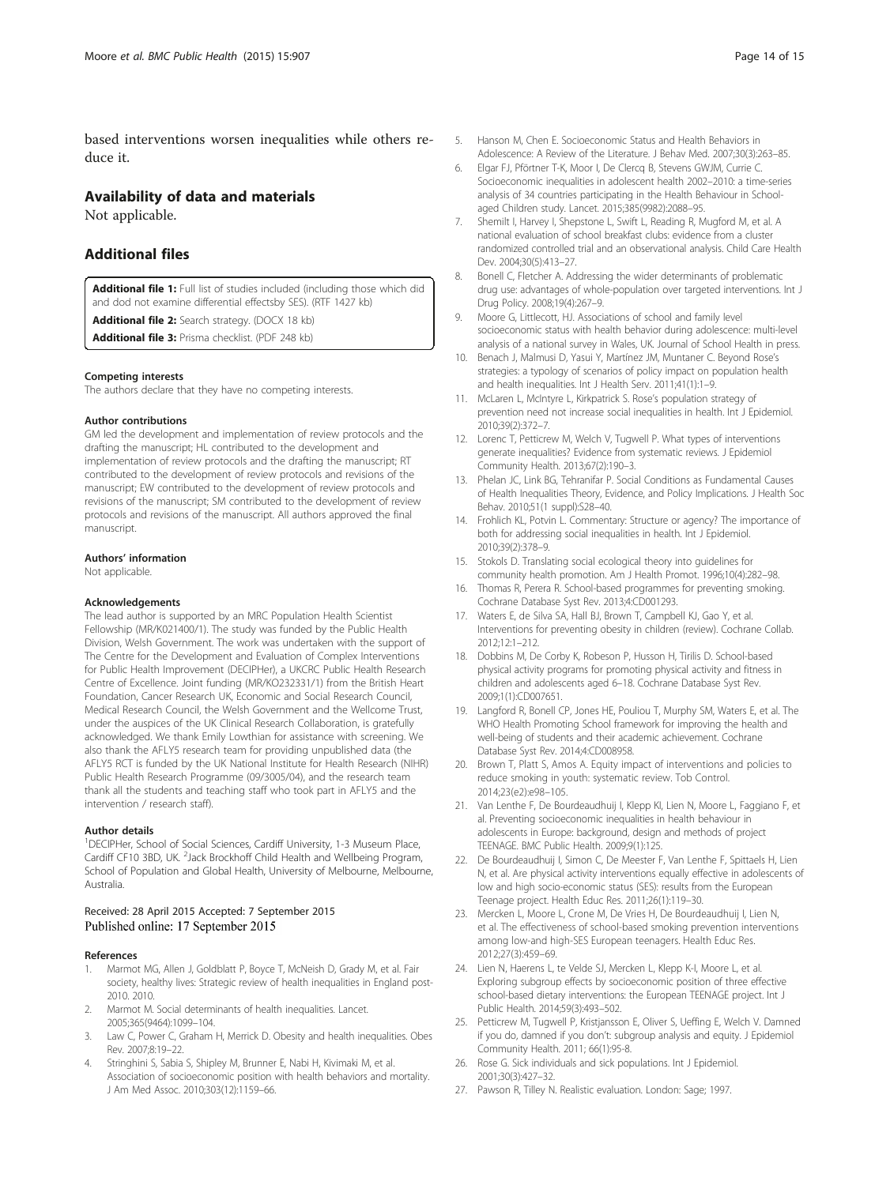based interventions worsen inequalities while others reduce it.

## Availability of data and materials

Not applicable.

## Additional files

**Additional file 1:** Full list of studies included (including those which did and dod not examine differential effectsby SES). (RTF 1427 kb)

**Additional file 2:** Search strategy. (DOCX 18 kb)

**Additional file 3:** Prisma checklist. (PDF 248 kb)

#### Competing interests

The authors declare that they have no competing interests.

#### Author contributions

GM led the development and implementation of review protocols and the drafting the manuscript; HL contributed to the development and implementation of review protocols and the drafting the manuscript; RT contributed to the development of review protocols and revisions of the manuscript; EW contributed to the development of review protocols and revisions of the manuscript; SM contributed to the development of review protocols and revisions of the manuscript. All authors approved the final manuscript.

#### Authors' information

Not applicable.

#### Acknowledgements

The lead author is supported by an MRC Population Health Scientist Fellowship (MR/K021400/1). The study was funded by the Public Health Division, Welsh Government. The work was undertaken with the support of The Centre for the Development and Evaluation of Complex Interventions for Public Health Improvement (DECIPHer), a UKCRC Public Health Research Centre of Excellence. Joint funding (MR/KO232331/1) from the British Heart Foundation, Cancer Research UK, Economic and Social Research Council, Medical Research Council, the Welsh Government and the Wellcome Trust, under the auspices of the UK Clinical Research Collaboration, is gratefully acknowledged. We thank Emily Lowthian for assistance with screening. We also thank the AFLY5 research team for providing unpublished data (the AFLY5 RCT is funded by the UK National Institute for Health Research (NIHR) Public Health Research Programme (09/3005/04), and the research team thank all the students and teaching staff who took part in AFLY5 and the intervention / research staff).

#### Author details

[1]DECIPHer, School of Social Sciences, Cardiff University, 1-3 Museum Place, Cardiff CF10 3BD, UK. [2]Jack Brockhoff Child Health and Wellbeing Program, School of Population and Global Health, University of Melbourne, Melbourne, Australia.

Received: 28 April 2015 Accepted: 7 September 2015
Published online: 17 September 2015

#### References

1. Marmot MG, Allen J, Goldblatt P, Boyce T, McNeish D, Grady M, et al. Fair society, healthy lives: Strategic review of health inequalities in England post-2010. 2010.
2. Marmot M. Social determinants of health inequalities. Lancet. 2005;365(9464):1099–104.
3. Law C, Power C, Graham H, Merrick D. Obesity and health inequalities. Obes Rev. 2007;8:19–22.
4. Stringhini S, Sabia S, Shipley M, Brunner E, Nabi H, Kivimaki M, et al. Association of socioeconomic position with health behaviors and mortality. J Am Med Assoc. 2010;303(12):1159–66.
5. Hanson M, Chen E. Socioeconomic Status and Health Behaviors in Adolescence: A Review of the Literature. J Behav Med. 2007;30(3):263–85.
6. Elgar FJ, Pförtner T-K, Moor I, De Clercq B, Stevens GWJM, Currie C. Socioeconomic inequalities in adolescent health 2002–2010: a time-series analysis of 34 countries participating in the Health Behaviour in School-aged Children study. Lancet. 2015;385(9982):2088–95.
7. Shemilt I, Harvey I, Shepstone L, Swift L, Reading R, Mugford M, et al. A national evaluation of school breakfast clubs: evidence from a cluster randomized controlled trial and an observational analysis. Child Care Health Dev. 2004;30(5):413–27.
8. Bonell C, Fletcher A. Addressing the wider determinants of problematic drug use: advantages of whole-population over targeted interventions. Int J Drug Policy. 2008;19(4):267–9.
9. Moore G, Littlecott, HJ. Associations of school and family level socioeconomic status with health behavior during adolescence: multi-level analysis of a national survey in Wales, UK. Journal of School Health in press.
10. Benach J, Malmusi D, Yasui Y, Martínez JM, Muntaner C. Beyond Rose's strategies: a typology of scenarios of policy impact on population health and health inequalities. Int J Health Serv. 2011;41(1):1–9.
11. McLaren L, McIntyre L, Kirkpatrick S. Rose's population strategy of prevention need not increase social inequalities in health. Int J Epidemiol. 2010;39(2):372–7.
12. Lorenc T, Petticrew M, Welch V, Tugwell P. What types of interventions generate inequalities? Evidence from systematic reviews. J Epidemiol Community Health. 2013;67(2):190–3.
13. Phelan JC, Link BG, Tehranifar P. Social Conditions as Fundamental Causes of Health Inequalities Theory, Evidence, and Policy Implications. J Health Soc Behav. 2010;51(1 suppl):S28–40.
14. Frohlich KL, Potvin L. Commentary: Structure or agency? The importance of both for addressing social inequalities in health. Int J Epidemiol. 2010;39(2):378–9.
15. Stokols D. Translating social ecological theory into guidelines for community health promotion. Am J Health Promot. 1996;10(4):282–98.
16. Thomas R, Perera R. School-based programmes for preventing smoking. Cochrane Database Syst Rev. 2013;4:CD001293.
17. Waters E, de Silva SA, Hall BJ, Brown T, Campbell KJ, Gao Y, et al. Interventions for preventing obesity in children (review). Cochrane Collab. 2012;12:1–212.
18. Dobbins M, De Corby K, Robeson P, Husson H, Tirilis D. School-based physical activity programs for promoting physical activity and fitness in children and adolescents aged 6–18. Cochrane Database Syst Rev. 2009;1(1):CD007651.
19. Langford R, Bonell CP, Jones HE, Pouliou T, Murphy SM, Waters E, et al. The WHO Health Promoting School framework for improving the health and well-being of students and their academic achievement. Cochrane Database Syst Rev. 2014;4:CD008958.
20. Brown T, Platt S, Amos A. Equity impact of interventions and policies to reduce smoking in youth: systematic review. Tob Control. 2014;23(e2):e98–105.
21. Van Lenthe F, De Bourdeaudhuij I, Klepp KI, Lien N, Moore L, Faggiano F, et al. Preventing socioeconomic inequalities in health behaviour in adolescents in Europe: background, design and methods of project TEENAGE. BMC Public Health. 2009;9(1):125.
22. De Bourdeaudhuij I, Simon C, De Meester F, Van Lenthe F, Spittaels H, Lien N, et al. Are physical activity interventions equally effective in adolescents of low and high socio-economic status (SES): results from the European Teenage project. Health Educ Res. 2011;26(1):119–30.
23. Mercken L, Moore L, Crone M, De Vries H, De Bourdeaudhuij I, Lien N, et al. The effectiveness of school-based smoking prevention interventions among low-and high-SES European teenagers. Health Educ Res. 2012;27(3):459–69.
24. Lien N, Haerens L, te Velde SJ, Mercken L, Klepp K-I, Moore L, et al. Exploring subgroup effects by socioeconomic position of three effective school-based dietary interventions: the European TEENAGE project. Int J Public Health. 2014;59(3):493–502.
25. Petticrew M, Tugwell P, Kristjansson E, Oliver S, Ueffing E, Welch V. Damned if you do, damned if you don't: subgroup analysis and equity. J Epidemiol Community Health. 2011; 66(1):95-8.
26. Rose G. Sick individuals and sick populations. Int J Epidemiol. 2001;30(3):427–32.
27. Pawson R, Tilley N. Realistic evaluation. London: Sage; 1997.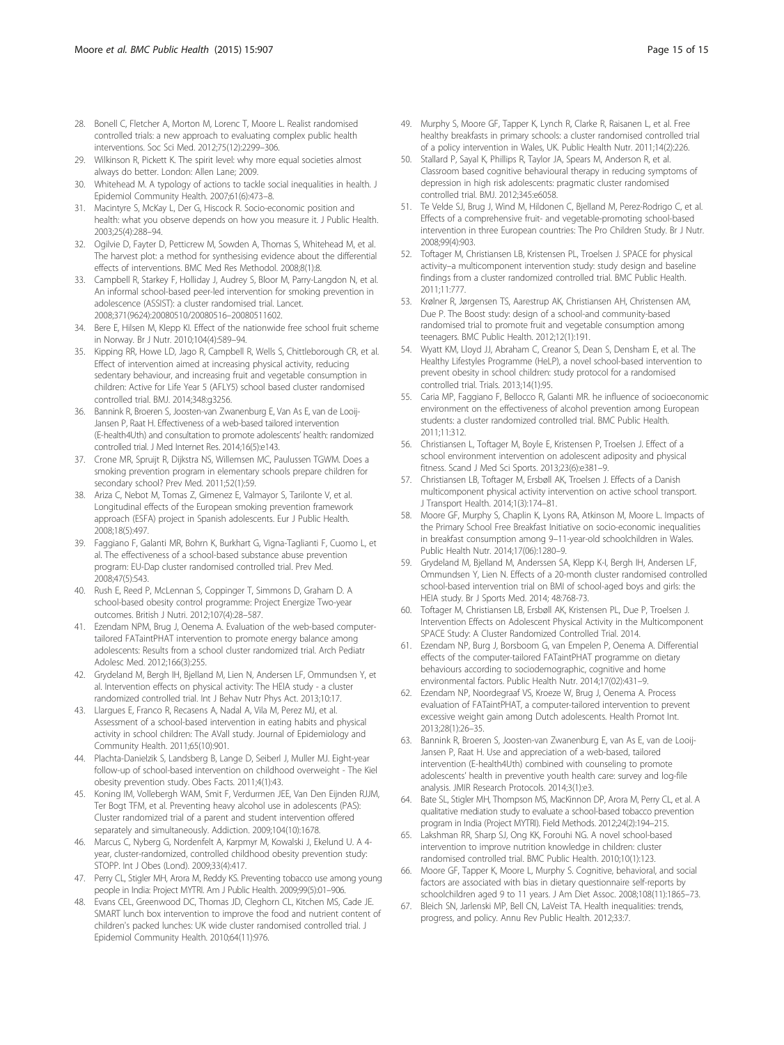28. Bonell C, Fletcher A, Morton M, Lorenc T, Moore L. Realist randomised controlled trials: a new approach to evaluating complex public health interventions. Soc Sci Med. 2012;75(12):2299–306.
29. Wilkinson R, Pickett K. The spirit level: why more equal societies almost always do better. London: Allen Lane; 2009.
30. Whitehead M. A typology of actions to tackle social inequalities in health. J Epidemiol Community Health. 2007;61(6):473–8.
31. Macintyre S, McKay L, Der G, Hiscock R. Socio-economic position and health: what you observe depends on how you measure it. J Public Health. 2003;25(4):288–94.
32. Ogilvie D, Fayter D, Petticrew M, Sowden A, Thomas S, Whitehead M, et al. The harvest plot: a method for synthesising evidence about the differential effects of interventions. BMC Med Res Methodol. 2008;8(1):8.
33. Campbell R, Starkey F, Holliday J, Audrey S, Bloor M, Parry-Langdon N, et al. An informal school-based peer-led intervention for smoking prevention in adolescence (ASSIST): a cluster randomised trial. Lancet. 2008;371(9624):20080510/20080516–20080511602.
34. Bere E, Hilsen M, Klepp KI. Effect of the nationwide free school fruit scheme in Norway. Br J Nutr. 2010;104(4):589–94.
35. Kipping RR, Howe LD, Jago R, Campbell R, Wells S, Chittleborough CR, et al. Effect of intervention aimed at increasing physical activity, reducing sedentary behaviour, and increasing fruit and vegetable consumption in children: Active for Life Year 5 (AFLY5) school based cluster randomised controlled trial. BMJ. 2014;348:g3256.
36. Bannink R, Broeren S, Joosten-van Zwanenburg E, Van As E, van de Looij-Jansen P, Raat H. Effectiveness of a web-based tailored intervention (E-health4Uth) and consultation to promote adolescents' health: randomized controlled trial. J Med Internet Res. 2014;16(5):e143.
37. Crone MR, Spruijt R, Dijkstra NS, Willemsen MC, Paulussen TGWM. Does a smoking prevention program in elementary schools prepare children for secondary school? Prev Med. 2011;52(1):59.
38. Ariza C, Nebot M, Tomas Z, Gimenez E, Valmayor S, Tarilonte V, et al. Longitudinal effects of the European smoking prevention framework approach (ESFA) project in Spanish adolescents. Eur J Public Health. 2008;18(5):497.
39. Faggiano F, Galanti MR, Bohrn K, Burkhart G, Vigna-Taglianti F, Cuomo L, et al. The effectiveness of a school-based substance abuse prevention program: EU-Dap cluster randomised controlled trial. Prev Med. 2008;47(5):543.
40. Rush E, Reed P, McLennan S, Coppinger T, Simmons D, Graham D. A school-based obesity control programme: Project Energize Two-year outcomes. British J Nutri. 2012;107(4):28–587.
41. Ezendam NPM, Brug J, Oenema A. Evaluation of the web-based computer-tailored FATaintPHAT intervention to promote energy balance among adolescents: Results from a school cluster randomized trial. Arch Pediatr Adolesc Med. 2012;166(3):255.
42. Grydeland M, Bergh IH, Bjelland M, Lien N, Andersen LF, Ommundsen Y, et al. Intervention effects on physical activity: The HEIA study - a cluster randomized controlled trial. Int J Behav Nutr Phys Act. 2013;10:17.
43. Llargues E, Franco R, Recasens A, Nadal A, Vila M, Perez MJ, et al. Assessment of a school-based intervention in eating habits and physical activity in school children: The AVall study. Journal of Epidemiology and Community Health. 2011;65(10):901.
44. Plachta-Danielzik S, Landsberg B, Lange D, Seiberl J, Muller MJ. Eight-year follow-up of school-based intervention on childhood overweight - The Kiel obesity prevention study. Obes Facts. 2011;4(1):43.
45. Koning IM, Vollebergh WAM, Smit F, Verdurmen JEE, Van Den Eijnden RJJM, Ter Bogt TFM, et al. Preventing heavy alcohol use in adolescents (PAS): Cluster randomized trial of a parent and student intervention offered separately and simultaneously. Addiction. 2009;104(10):1678.
46. Marcus C, Nyberg G, Nordenfelt A, Karpmyr M, Kowalski J, Ekelund U. A 4-year, cluster-randomized, controlled childhood obesity prevention study: STOPP. Int J Obes (Lond). 2009;33(4):417.
47. Perry CL, Stigler MH, Arora M, Reddy KS. Preventing tobacco use among young people in India: Project MYTRI. Am J Public Health. 2009;99(5):01–906.
48. Evans CEL, Greenwood DC, Thomas JD, Cleghorn CL, Kitchen MS, Cade JE. SMART lunch box intervention to improve the food and nutrient content of children's packed lunches: UK wide cluster randomised controlled trial. J Epidemiol Community Health. 2010;64(11):976.
49. Murphy S, Moore GF, Tapper K, Lynch R, Clarke R, Raisanen L, et al. Free healthy breakfasts in primary schools: a cluster randomised controlled trial of a policy intervention in Wales, UK. Public Health Nutr. 2011;14(2):226.
50. Stallard P, Sayal K, Phillips R, Taylor JA, Spears M, Anderson R, et al. Classroom based cognitive behavioural therapy in reducing symptoms of depression in high risk adolescents: pragmatic cluster randomised controlled trial. BMJ. 2012;345:e6058.
51. Te Velde SJ, Brug J, Wind M, Hildonen C, Bjelland M, Perez-Rodrigo C, et al. Effects of a comprehensive fruit- and vegetable-promoting school-based intervention in three European countries: The Pro Children Study. Br J Nutr. 2008;99(4):903.
52. Toftager M, Christiansen LB, Kristensen PL, Troelsen J. SPACE for physical activity–a multicomponent intervention study: study design and baseline findings from a cluster randomized controlled trial. BMC Public Health. 2011;11:777.
53. Krølner R, Jørgensen TS, Aarestrup AK, Christiansen AH, Christensen AM, Due P. The Boost study: design of a school-and community-based randomised trial to promote fruit and vegetable consumption among teenagers. BMC Public Health. 2012;12(1):191.
54. Wyatt KM, Lloyd JJ, Abraham C, Creanor S, Dean S, Densham E, et al. The Healthy Lifestyles Programme (HeLP), a novel school-based intervention to prevent obesity in school children: study protocol for a randomised controlled trial. Trials. 2013;14(1):95.
55. Caria MP, Faggiano F, Bellocco R, Galanti MR. he influence of socioeconomic environment on the effectiveness of alcohol prevention among European students: a cluster randomized controlled trial. BMC Public Health. 2011;11:312.
56. Christiansen L, Toftager M, Boyle E, Kristensen P, Troelsen J. Effect of a school environment intervention on adolescent adiposity and physical fitness. Scand J Med Sci Sports. 2013;23(6):e381–9.
57. Christiansen LB, Toftager M, Ersbøll AK, Troelsen J. Effects of a Danish multicomponent physical activity intervention on active school transport. J Transport Health. 2014;1(3):174–81.
58. Moore GF, Murphy S, Chaplin K, Lyons RA, Atkinson M, Moore L. Impacts of the Primary School Free Breakfast Initiative on socio-economic inequalities in breakfast consumption among 9–11-year-old schoolchildren in Wales. Public Health Nutr. 2014;17(06):1280–9.
59. Grydeland M, Bjelland M, Anderssen SA, Klepp K-I, Bergh IH, Andersen LF, Ommundsen Y, Lien N. Effects of a 20-month cluster randomised controlled school-based intervention trial on BMI of school-aged boys and girls: the HEIA study. Br J Sports Med. 2014; 48:768-73.
60. Toftager M, Christiansen LB, Ersbøll AK, Kristensen PL, Due P, Troelsen J. Intervention Effects on Adolescent Physical Activity in the Multicomponent SPACE Study: A Cluster Randomized Controlled Trial. 2014.
61. Ezendam NP, Burg J, Borsboom G, van Empelen P, Oenema A. Differential effects of the computer-tailored FATaintPHAT programme on dietary behaviours according to sociodemographic, cognitive and home environmental factors. Public Health Nutr. 2014;17(02):431–9.
62. Ezendam NP, Noordegraaf VS, Kroeze W, Brug J, Oenema A. Process evaluation of FATaintPHAT, a computer-tailored intervention to prevent excessive weight gain among Dutch adolescents. Health Promot Int. 2013;28(1):26–35.
63. Bannink R, Broeren S, Joosten-van Zwanenburg E, van As E, van de Looij-Jansen P, Raat H. Use and appreciation of a web-based, tailored intervention (E-health4Uth) combined with counseling to promote adolescents' health in preventive youth health care: survey and log-file analysis. JMIR Research Protocols. 2014;3(1):e3.
64. Bate SL, Stigler MH, Thompson MS, MacKinnon DP, Arora M, Perry CL, et al. A qualitative mediation study to evaluate a school-based tobacco prevention program in India (Project MYTRI). Field Methods. 2012;24(2):194–215.
65. Lakshman RR, Sharp SJ, Ong KK, Forouhi NG. A novel school-based intervention to improve nutrition knowledge in children: cluster randomised controlled trial. BMC Public Health. 2010;10(1):123.
66. Moore GF, Tapper K, Moore L, Murphy S. Cognitive, behavioral, and social factors are associated with bias in dietary questionnaire self-reports by schoolchildren aged 9 to 11 years. J Am Diet Assoc. 2008;108(11):1865–73.
67. Bleich SN, Jarlenski MP, Bell CN, LaVeist TA. Health inequalities: trends, progress, and policy. Annu Rev Public Health. 2012;33:7.